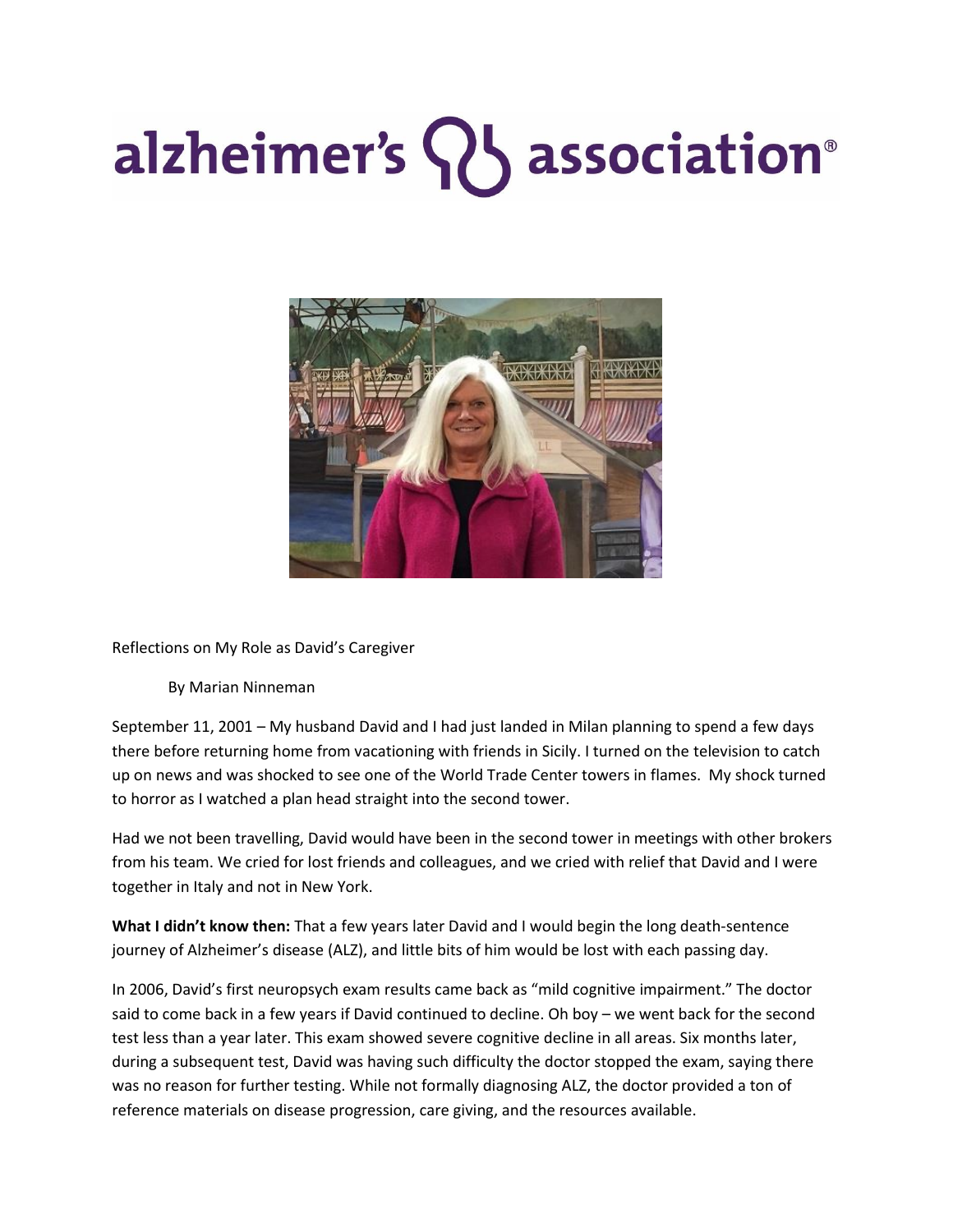alzheimer's association®

Reflections on My Role as David's Caregiver

By Marian Ninneman

September 11, 2001 – My husband David and I had just landed in Milan planning to spend a few days there before returning home from vacationing with friends in Sicily. I turned on the television to catch up on news and was shocked to see one of the World Trade Center towers in flames. My shock turned to horror as I watched a plan head straight into the second tower.

Had we not been travelling, David would have been in the second tower in meetings with other brokers from his team. We cried for lost friends and colleagues, and we cried with relief that David and I were together in Italy and not in New York.

**What I didn't know then:** That a few years later David and I would begin the long death-sentence journey of Alzheimer's disease (ALZ), and little bits of him would be lost with each passing day.

In 2006, David's first neuropsych exam results came back as "mild cognitive impairment." The doctor said to come back in a few years if David continued to decline. Oh boy – we went back for the second test less than a year later. This exam showed severe cognitive decline in all areas. Six months later, during a subsequent test, David was having such difficulty the doctor stopped the exam, saying there was no reason for further testing. While not formally diagnosing ALZ, the doctor provided a ton of reference materials on disease progression, care giving, and the resources available.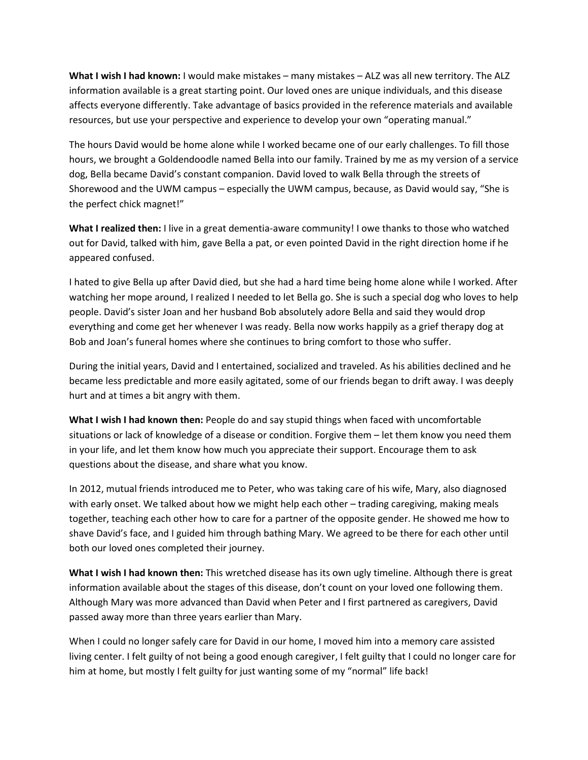**What I wish I had known:** I would make mistakes – many mistakes – ALZ was all new territory. The ALZ information available is a great starting point. Our loved ones are unique individuals, and this disease affects everyone differently. Take advantage of basics provided in the reference materials and available resources, but use your perspective and experience to develop your own "operating manual."

The hours David would be home alone while I worked became one of our early challenges. To fill those hours, we brought a Goldendoodle named Bella into our family. Trained by me as my version of a service dog, Bella became David's constant companion. David loved to walk Bella through the streets of Shorewood and the UWM campus – especially the UWM campus, because, as David would say, "She is the perfect chick magnet!"

**What I realized then:** I live in a great dementia-aware community! I owe thanks to those who watched out for David, talked with him, gave Bella a pat, or even pointed David in the right direction home if he appeared confused.

I hated to give Bella up after David died, but she had a hard time being home alone while I worked. After watching her mope around, I realized I needed to let Bella go. She is such a special dog who loves to help people. David's sister Joan and her husband Bob absolutely adore Bella and said they would drop everything and come get her whenever I was ready. Bella now works happily as a grief therapy dog at Bob and Joan's funeral homes where she continues to bring comfort to those who suffer.

During the initial years, David and I entertained, socialized and traveled. As his abilities declined and he became less predictable and more easily agitated, some of our friends began to drift away. I was deeply hurt and at times a bit angry with them.

**What I wish I had known then:** People do and say stupid things when faced with uncomfortable situations or lack of knowledge of a disease or condition. Forgive them – let them know you need them in your life, and let them know how much you appreciate their support. Encourage them to ask questions about the disease, and share what you know.

In 2012, mutual friends introduced me to Peter, who was taking care of his wife, Mary, also diagnosed with early onset. We talked about how we might help each other – trading caregiving, making meals together, teaching each other how to care for a partner of the opposite gender. He showed me how to shave David's face, and I guided him through bathing Mary. We agreed to be there for each other until both our loved ones completed their journey.

**What I wish I had known then:** This wretched disease has its own ugly timeline. Although there is great information available about the stages of this disease, don't count on your loved one following them. Although Mary was more advanced than David when Peter and I first partnered as caregivers, David passed away more than three years earlier than Mary.

When I could no longer safely care for David in our home, I moved him into a memory care assisted living center. I felt guilty of not being a good enough caregiver, I felt guilty that I could no longer care for him at home, but mostly I felt guilty for just wanting some of my "normal" life back!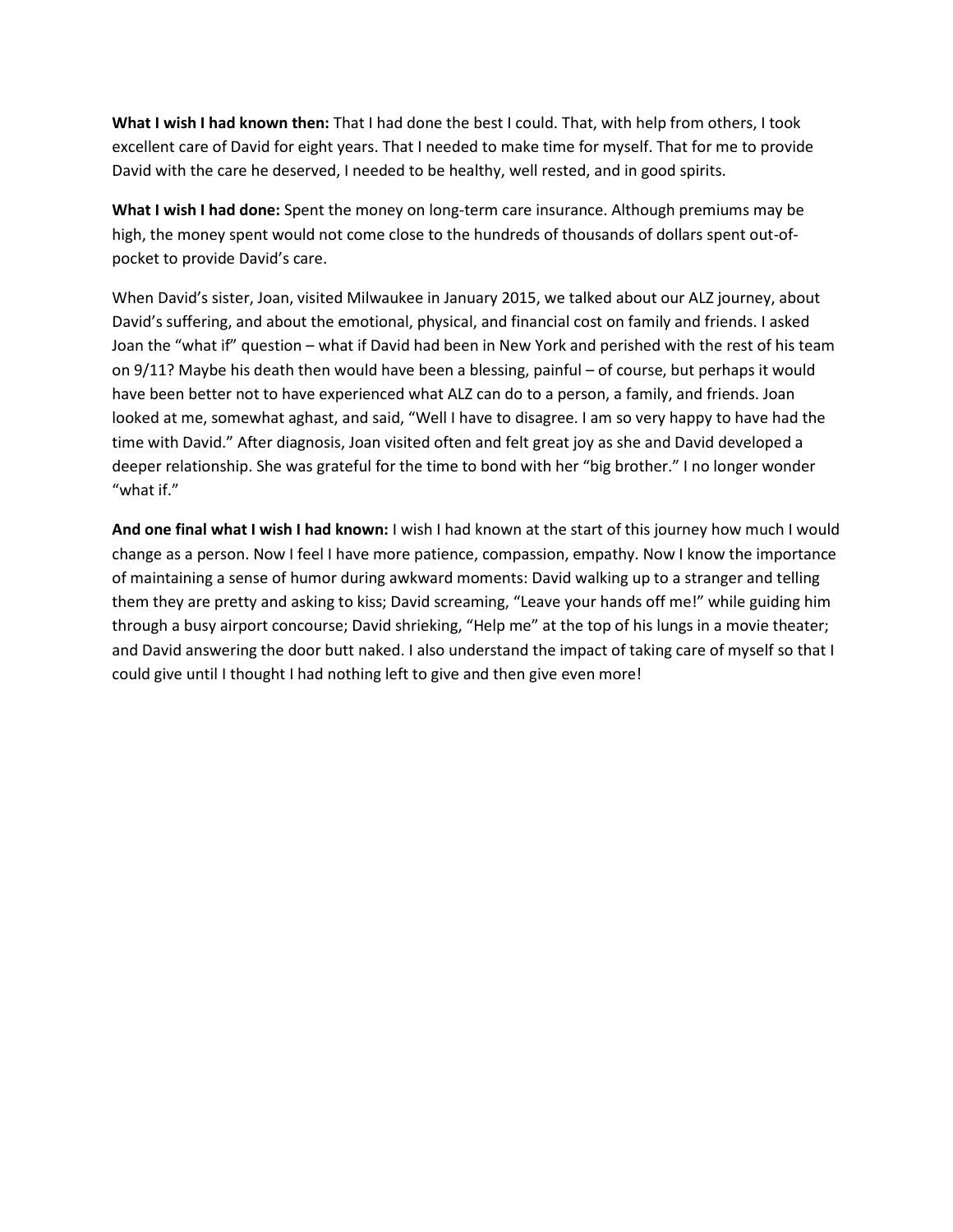**What I wish I had known then:** That I had done the best I could. That, with help from others, I took excellent care of David for eight years. That I needed to make time for myself. That for me to provide David with the care he deserved, I needed to be healthy, well rested, and in good spirits.

**What I wish I had done:** Spent the money on long-term care insurance. Although premiums may be high, the money spent would not come close to the hundreds of thousands of dollars spent out-of-pocket to provide David's care.

When David's sister, Joan, visited Milwaukee in January 2015, we talked about our ALZ journey, about David's suffering, and about the emotional, physical, and financial cost on family and friends. I asked Joan the "what if" question – what if David had been in New York and perished with the rest of his team on 9/11? Maybe his death then would have been a blessing, painful – of course, but perhaps it would have been better not to have experienced what ALZ can do to a person, a family, and friends. Joan looked at me, somewhat aghast, and said, "Well I have to disagree. I am so very happy to have had the time with David." After diagnosis, Joan visited often and felt great joy as she and David developed a deeper relationship. She was grateful for the time to bond with her "big brother." I no longer wonder "what if."

**And one final what I wish I had known:** I wish I had known at the start of this journey how much I would change as a person. Now I feel I have more patience, compassion, empathy. Now I know the importance of maintaining a sense of humor during awkward moments: David walking up to a stranger and telling them they are pretty and asking to kiss; David screaming, "Leave your hands off me!" while guiding him through a busy airport concourse; David shrieking, "Help me" at the top of his lungs in a movie theater; and David answering the door butt naked. I also understand the impact of taking care of myself so that I could give until I thought I had nothing left to give and then give even more!